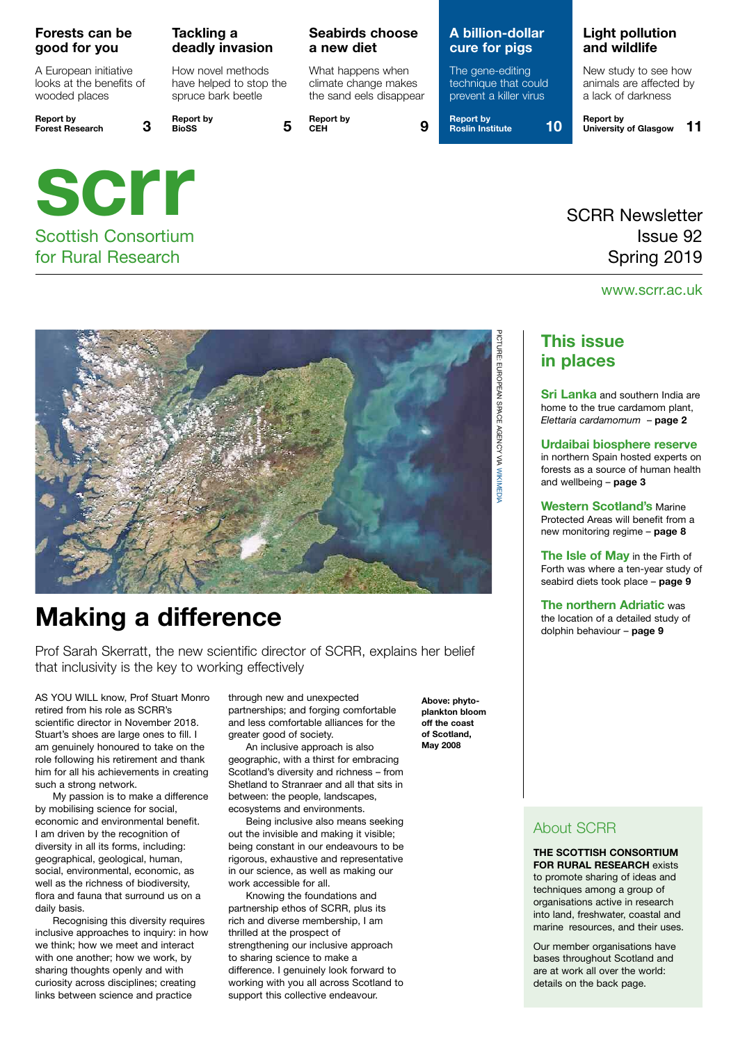**Forests can be good for you**

A European initiative looks at the benefits of wooded places

Report by Forest Research — 3

**Tackling a deadly invasion**

How novel methods have helped to stop the spruce bark beetle

Report by BioSS — 5

**Seabirds choose a new diet**

What happens when climate change makes the sand eels disappear

Report by CEH — 9

**A billion-dollar cure for pigs**

The gene-editing technique that could prevent a killer virus

Report by Roslin Institute — 10

**Light pollution and wildlife**

New study to see how animals are affected by a lack of darkness

Report by University of Glasgow — 11

# scrr

Scottish Consortium for Rural Research

SCRR Newsletter
Issue 92
Spring 2019

www.scrr.ac.uk

PICTURE: EUROPEAN SPACE AGENCY VIA WIKIMEDIA

**Above: phyto-plankton bloom off the coast of Scotland, May 2008**

# Making a difference

Prof Sarah Skerratt, the new scientific director of SCRR, explains her belief that inclusivity is the key to working effectively

AS YOU WILL know, Prof Stuart Monro retired from his role as SCRR's scientific director in November 2018. Stuart's shoes are large ones to fill. I am genuinely honoured to take on the role following his retirement and thank him for all his achievements in creating such a strong network.

My passion is to make a difference by mobilising science for social, economic and environmental benefit. I am driven by the recognition of diversity in all its forms, including: geographical, geological, human, social, environmental, economic, as well as the richness of biodiversity, flora and fauna that surround us on a daily basis.

Recognising this diversity requires inclusive approaches to inquiry: in how we think; how we meet and interact with one another; how we work, by sharing thoughts openly and with curiosity across disciplines; creating links between science and practice through new and unexpected partnerships; and forging comfortable and less comfortable alliances for the greater good of society.

An inclusive approach is also geographic, with a thirst for embracing Scotland's diversity and richness – from Shetland to Stranraer and all that sits in between: the people, landscapes, ecosystems and environments.

Being inclusive also means seeking out the invisible and making it visible; being constant in our endeavours to be rigorous, exhaustive and representative in our science, as well as making our work accessible for all.

Knowing the foundations and partnership ethos of SCRR, plus its rich and diverse membership, I am thrilled at the prospect of strengthening our inclusive approach to sharing science to make a difference. I genuinely look forward to working with you all across Scotland to support this collective endeavour.

## This issue in places

**Sri Lanka** and southern India are home to the true cardamom plant, *Elettaria cardamomum* – **page 2**

**Urdaibai biosphere reserve** in northern Spain hosted experts on forests as a source of human health and wellbeing – **page 3**

**Western Scotland's** Marine Protected Areas will benefit from a new monitoring regime – **page 8**

**The Isle of May** in the Firth of Forth was where a ten-year study of seabird diets took place – **page 9**

**The northern Adriatic** was the location of a detailed study of dolphin behaviour – **page 9**

## About SCRR

**THE SCOTTISH CONSORTIUM FOR RURAL RESEARCH** exists to promote sharing of ideas and techniques among a group of organisations active in research into land, freshwater, coastal and marine resources, and their uses.

Our member organisations have bases throughout Scotland and are at work all over the world: details on the back page.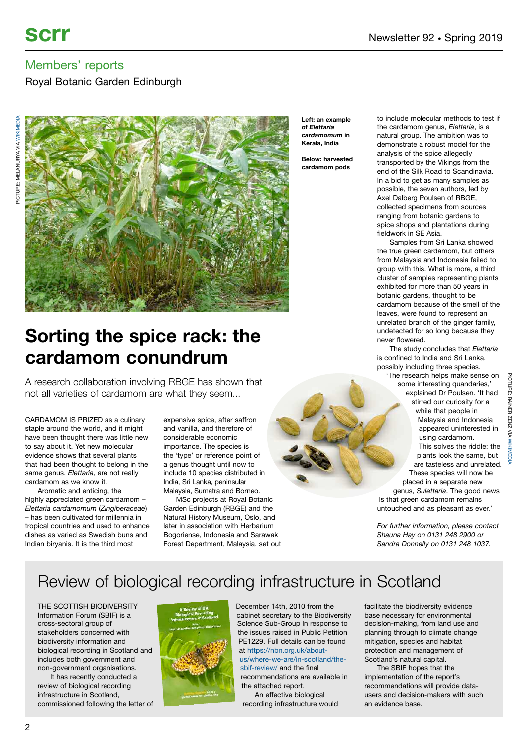## Members' reports

Royal Botanic Garden Edinburgh

PICTURE: MELANURYA VIA WIKIMEDIA

**Left: an example of *Elettaria cardamomum* in Kerala, India**

**Below: harvested cardamom pods**

PICTURE: RAINER ZENZ VIA WIKIMEDIA

# Sorting the spice rack: the cardamom conundrum

A research collaboration involving RBGE has shown that not all varieties of cardamom are what they seem...

CARDAMOM IS PRIZED as a culinary staple around the world, and it might have been thought there was little new to say about it. Yet new molecular evidence shows that several plants that had been thought to belong in the same genus, *Elettaria*, are not really cardamom as we know it.

Aromatic and enticing, the highly appreciated green cardamom – *Elettaria cardamomum* (*Zingiberaceae*) – has been cultivated for millennia in tropical countries and used to enhance dishes as varied as Swedish buns and Indian biryanis. It is the third most expensive spice, after saffron and vanilla, and therefore of considerable economic importance. The species is the 'type' or reference point of a genus thought until now to include 10 species distributed in India, Sri Lanka, peninsular Malaysia, Sumatra and Borneo.

MSc projects at Royal Botanic Garden Edinburgh (RBGE) and the Natural History Museum, Oslo, and later in association with Herbarium Bogoriense, Indonesia and Sarawak Forest Department, Malaysia, set out to include molecular methods to test if the cardamom genus, *Elettaria*, is a natural group. The ambition was to demonstrate a robust model for the analysis of the spice allegedly transported by the Vikings from the end of the Silk Road to Scandinavia. In a bid to get as many samples as possible, the seven authors, led by Axel Dalberg Poulsen of RBGE, collected specimens from sources ranging from botanic gardens to spice shops and plantations during fieldwork in SE Asia.

Samples from Sri Lanka showed the true green cardamom, but others from Malaysia and Indonesia failed to group with this. What is more, a third cluster of samples representing plants exhibited for more than 50 years in botanic gardens, thought to be cardamom because of the smell of the leaves, were found to represent an unrelated branch of the ginger family, undetected for so long because they never flowered.

The study concludes that *Elettaria* is confined to India and Sri Lanka, possibly including three species.

'The research helps make sense on some interesting quandaries,' explained Dr Poulsen. 'It had stirred our curiosity for a while that people in Malaysia and Indonesia appeared uninterested in using cardamom. This solves the riddle: the plants look the same, but are tasteless and unrelated. These species will now be placed in a separate new genus, *Sulettaria*. The good news is that green cardamom remains untouched and as pleasant as ever.'

*For further information, please contact Shauna Hay on 0131 248 2900 or Sandra Donnelly on 0131 248 1037.*

# Review of biological recording infrastructure in Scotland

THE SCOTTISH BIODIVERSITY Information Forum (SBIF) is a cross-sectoral group of stakeholders concerned with biodiversity information and biological recording in Scotland and includes both government and non-government organisations.

It has recently conducted a review of biological recording infrastructure in Scotland, commissioned following the letter of December 14th, 2010 from the cabinet secretary to the Biodiversity Science Sub-Group in response to the issues raised in Public Petition PE1229. Full details can be found at https://nbn.org.uk/about-us/where-we-are/in-scotland/the-sbif-review/ and the final recommendations are available in the attached report.

An effective biological recording infrastructure would facilitate the biodiversity evidence base necessary for environmental decision-making, from land use and planning through to climate change mitigation, species and habitat protection and management of Scotland's natural capital.

The SBIF hopes that the implementation of the report's recommendations will provide data-users and decision-makers with such an evidence base.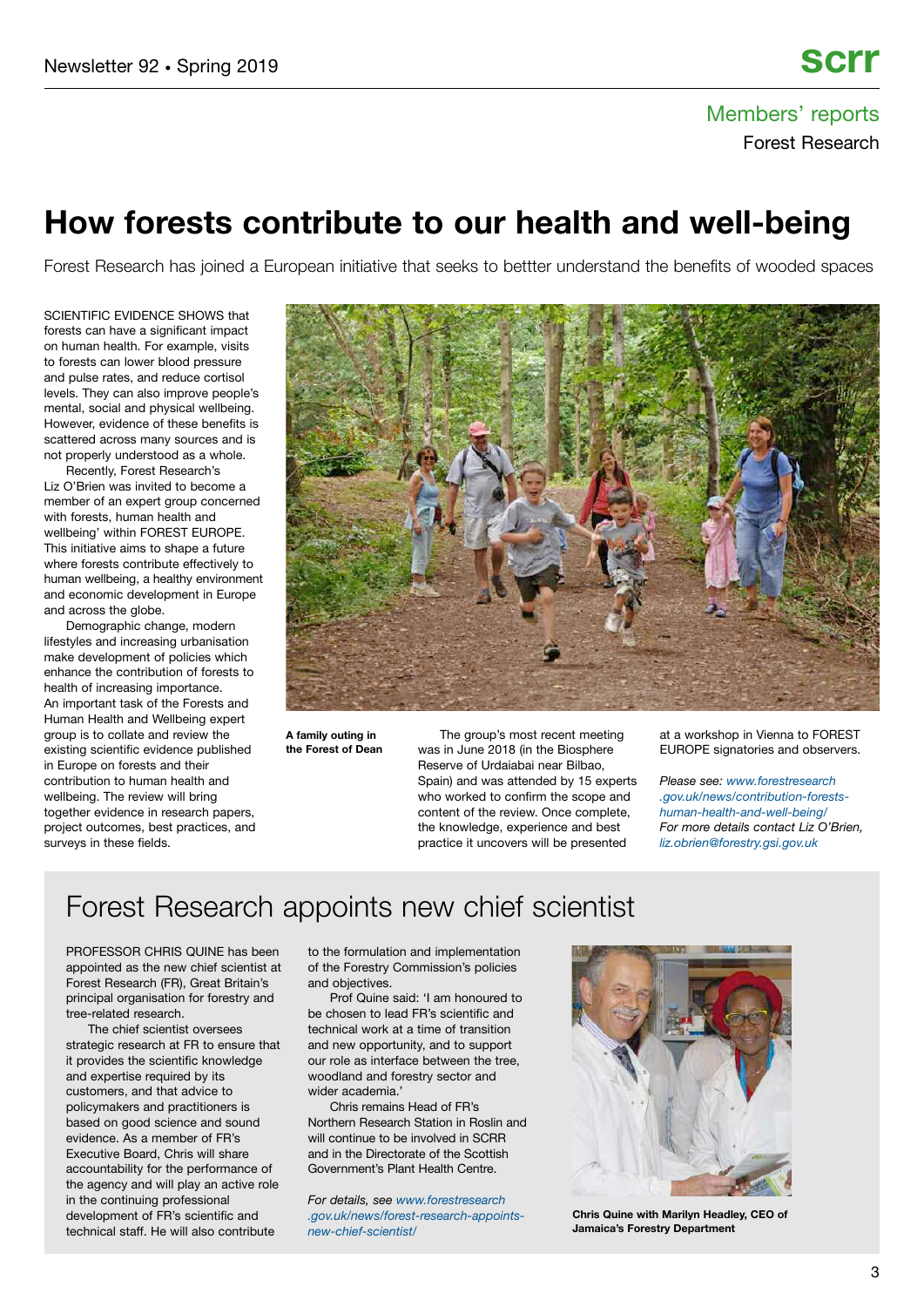Members' reports

Forest Research

# How forests contribute to our health and well-being

Forest Research has joined a European initiative that seeks to bettter understand the benefits of wooded spaces

SCIENTIFIC EVIDENCE SHOWS that forests can have a significant impact on human health. For example, visits to forests can lower blood pressure and pulse rates, and reduce cortisol levels. They can also improve people's mental, social and physical wellbeing. However, evidence of these benefits is scattered across many sources and is not properly understood as a whole.

Recently, Forest Research's Liz O'Brien was invited to become a member of an expert group concerned with forests, human health and wellbeing' within FOREST EUROPE. This initiative aims to shape a future where forests contribute effectively to human wellbeing, a healthy environment and economic development in Europe and across the globe.

Demographic change, modern lifestyles and increasing urbanisation make development of policies which enhance the contribution of forests to health of increasing importance. An important task of the Forests and Human Health and Wellbeing expert group is to collate and review the existing scientific evidence published in Europe on forests and their contribution to human health and wellbeing. The review will bring together evidence in research papers, project outcomes, best practices, and surveys in these fields.

**A family outing in the Forest of Dean**

The group's most recent meeting was in June 2018 (in the Biosphere Reserve of Urdaibai near Bilbao, Spain) and was attended by 15 experts who worked to confirm the scope and content of the review. Once complete, the knowledge, experience and best practice it uncovers will be presented at a workshop in Vienna to FOREST EUROPE signatories and observers.

*Please see: www.forestresearch.gov.uk/news/contribution-forests-human-health-and-well-being/*
*For more details contact Liz O'Brien, liz.obrien@forestry.gsi.gov.uk*

## Forest Research appoints new chief scientist

PROFESSOR CHRIS QUINE has been appointed as the new chief scientist at Forest Research (FR), Great Britain's principal organisation for forestry and tree-related research.

The chief scientist oversees strategic research at FR to ensure that it provides the scientific knowledge and expertise required by its customers, and that advice to policymakers and practitioners is based on good science and sound evidence. As a member of FR's Executive Board, Chris will share accountability for the performance of the agency and will play an active role in the continuing professional development of FR's scientific and technical staff. He will also contribute to the formulation and implementation of the Forestry Commission's policies and objectives.

Prof Quine said: 'I am honoured to be chosen to lead FR's scientific and technical work at a time of transition and new opportunity, and to support our role as interface between the tree, woodland and forestry sector and wider academia.'

Chris remains Head of FR's Northern Research Station in Roslin and will continue to be involved in SCRR and in the Directorate of the Scottish Government's Plant Health Centre.

*For details, see www.forestresearch.gov.uk/news/forest-research-appoints-new-chief-scientist/*

**Chris Quine with Marilyn Headley, CEO of Jamaica's Forestry Department**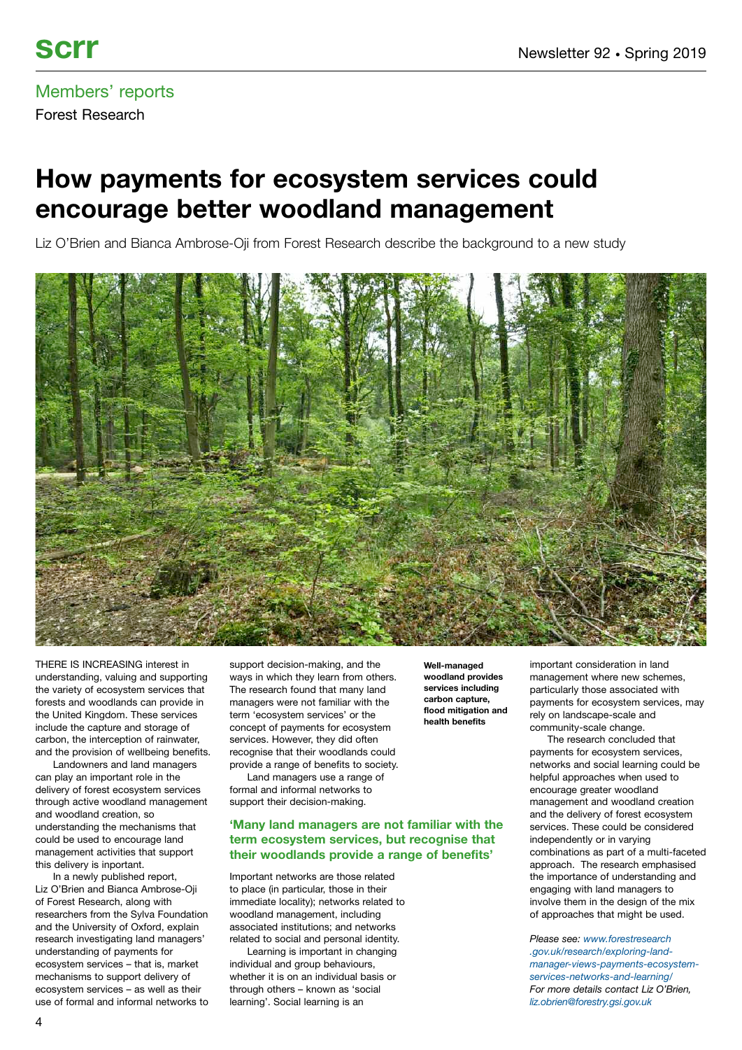## Members' reports

Forest Research

# How payments for ecosystem services could encourage better woodland management

Liz O'Brien and Bianca Ambrose-Oji from Forest Research describe the background to a new study

**Well-managed woodland provides services including carbon capture, flood mitigation and health benefits**

THERE IS INCREASING interest in understanding, valuing and supporting the variety of ecosystem services that forests and woodlands can provide in the United Kingdom. These services include the capture and storage of carbon, the interception of rainwater, and the provision of wellbeing benefits.

Landowners and land managers can play an important role in the delivery of forest ecosystem services through active woodland management and woodland creation, so understanding the mechanisms that could be used to encourage land management activities that support this delivery is important.

In a newly published report, Liz O'Brien and Bianca Ambrose-Oji of Forest Research, along with researchers from the Sylva Foundation and the University of Oxford, explain research investigating land managers' understanding of payments for ecosystem services – that is, market mechanisms to support delivery of ecosystem services – as well as their use of formal and informal networks to support decision-making, and the ways in which they learn from others. The research found that many land managers were not familiar with the term 'ecosystem services' or the concept of payments for ecosystem services. However, they did often recognise that their woodlands could provide a range of benefits to society.

Land managers use a range of formal and informal networks to support their decision-making.

**'Many land managers are not familiar with the term ecosystem services, but recognise that their woodlands provide a range of benefits'**

Important networks are those related to place (in particular, those in their immediate locality); networks related to woodland management, including associated institutions; and networks related to social and personal identity.

Learning is important in changing individual and group behaviours, whether it is on an individual basis or through others – known as 'social learning'. Social learning is an important consideration in land management where new schemes, particularly those associated with payments for ecosystem services, may rely on landscape-scale and community-scale change.

The research concluded that payments for ecosystem services, networks and social learning could be helpful approaches when used to encourage greater woodland management and woodland creation and the delivery of forest ecosystem services. These could be considered independently or in varying combinations as part of a multi-faceted approach. The research emphasised the importance of understanding and engaging with land managers to involve them in the design of the mix of approaches that might be used.

*Please see: www.forestresearch.gov.uk/research/exploring-land-manager-views-payments-ecosystem-services-networks-and-learning/*
*For more details contact Liz O'Brien, liz.obrien@forestry.gsi.gov.uk*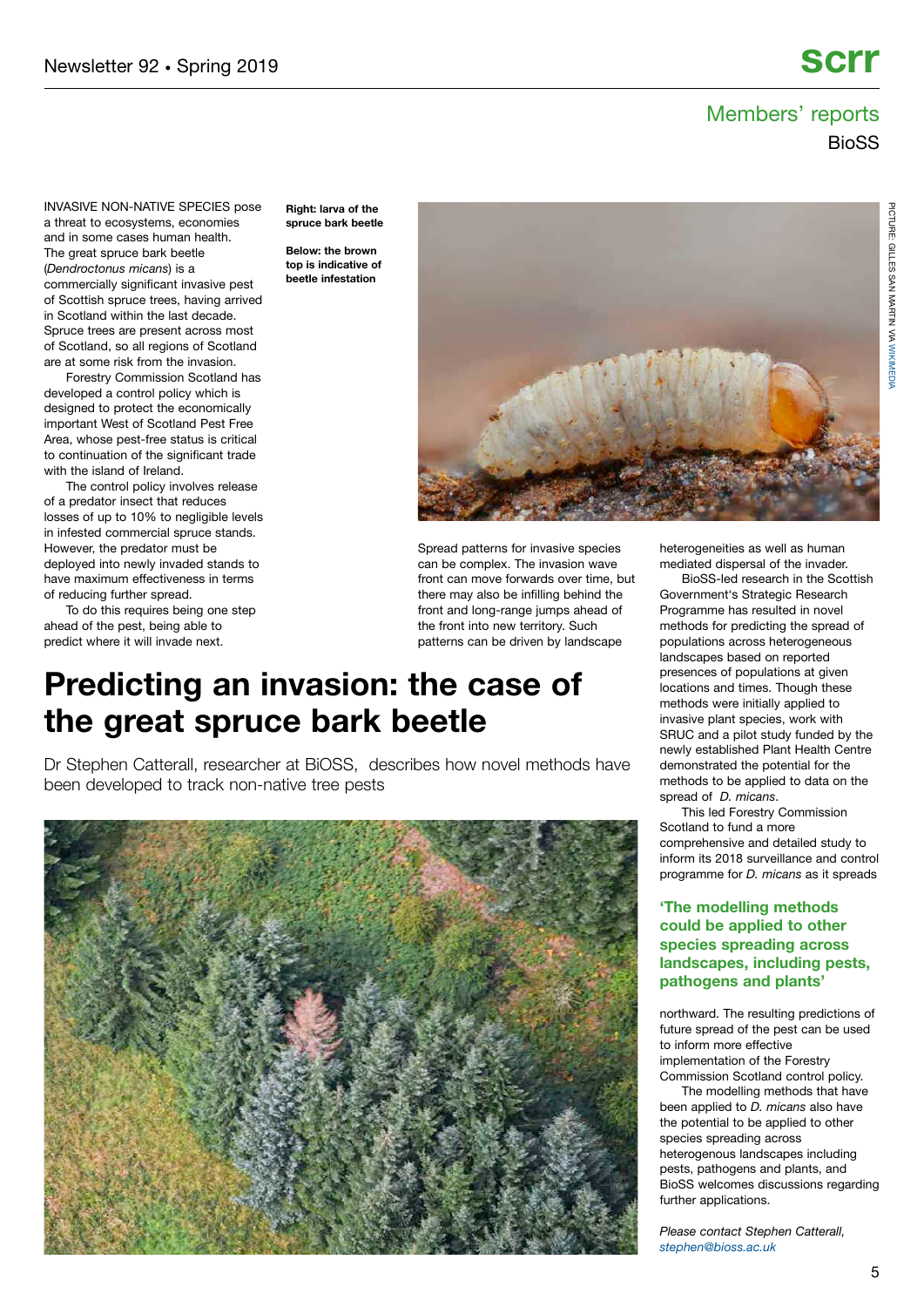## Members' reports

BioSS

# Predicting an invasion: the case of the great spruce bark beetle

Dr Stephen Catterall, researcher at BiOSS, describes how novel methods have been developed to track non-native tree pests

INVASIVE NON-NATIVE SPECIES pose a threat to ecosystems, economies and in some cases human health. The great spruce bark beetle (*Dendroctonus micans*) is a commercially significant invasive pest of Scottish spruce trees, having arrived in Scotland within the last decade. Spruce trees are present across most of Scotland, so all regions of Scotland are at some risk from the invasion.

Forestry Commission Scotland has developed a control policy which is designed to protect the economically important West of Scotland Pest Free Area, whose pest-free status is critical to continuation of the significant trade with the island of Ireland.

The control policy involves release of a predator insect that reduces losses of up to 10% to negligible levels in infested commercial spruce stands. However, the predator must be deployed into newly invaded stands to have maximum effectiveness in terms of reducing further spread.

To do this requires being one step ahead of the pest, being able to predict where it will invade next.

**Right: larva of the spruce bark beetle**

**Below: the brown top is indicative of beetle infestation**

PICTURE: GILLES SAN MARTIN VIA WIKIMEDIA

Spread patterns for invasive species can be complex. The invasion wave front can move forwards over time, but there may also be infilling behind the front and long-range jumps ahead of the front into new territory. Such patterns can be driven by landscape heterogeneities as well as human mediated dispersal of the invader.

BioSS-led research in the Scottish Government's Strategic Research Programme has resulted in novel methods for predicting the spread of populations across heterogeneous landscapes based on reported presences of populations at given locations and times. Though these methods were initially applied to invasive plant species, work with SRUC and a pilot study funded by the newly established Plant Health Centre demonstrated the potential for the methods to be applied to data on the spread of *D. micans*.

This led Forestry Commission Scotland to fund a more comprehensive and detailed study to inform its 2018 surveillance and control programme for *D. micans* as it spreads northward. The resulting predictions of future spread of the pest can be used to inform more effective implementation of the Forestry Commission Scotland control policy.

**'The modelling methods could be applied to other species spreading across landscapes, including pests, pathogens and plants'**

The modelling methods that have been applied to *D. micans* also have the potential to be applied to other species spreading across heterogenous landscapes including pests, pathogens and plants, and BioSS welcomes discussions regarding further applications.

*Please contact Stephen Catterall, stephen@bioss.ac.uk*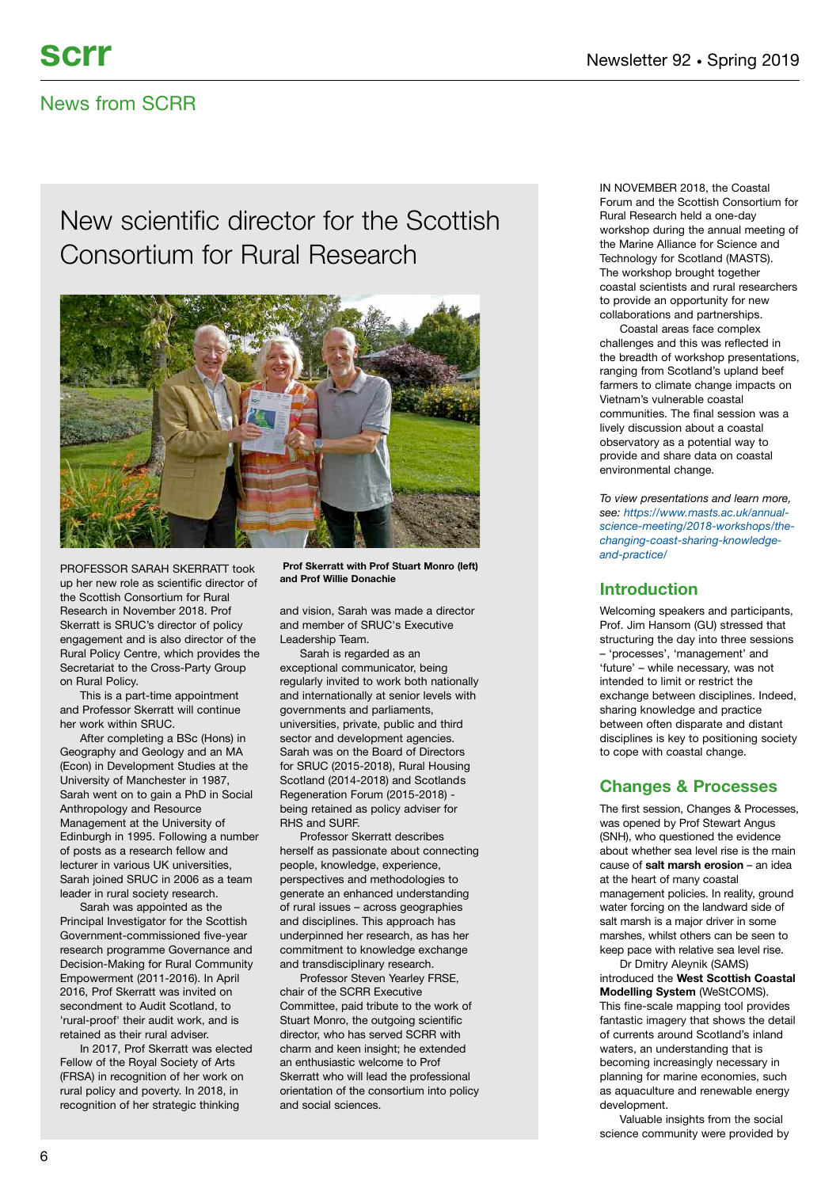## News from SCRR

# New scientific director for the Scottish Consortium for Rural Research

**Prof Skerratt with Prof Stuart Monro (left) and Prof Willie Donachie**

PROFESSOR SARAH SKERRATT took up her new role as scientific director of the Scottish Consortium for Rural Research in November 2018. Prof Skerratt is SRUC's director of policy engagement and is also director of the Rural Policy Centre, which provides the Secretariat to the Cross-Party Group on Rural Policy.

This is a part-time appointment and Professor Skerratt will continue her work within SRUC.

After completing a BSc (Hons) in Geography and Geology and an MA (Econ) in Development Studies at the University of Manchester in 1987, Sarah went on to gain a PhD in Social Anthropology and Resource Management at the University of Edinburgh in 1995. Following a number of posts as a research fellow and lecturer in various UK universities, Sarah joined SRUC in 2006 as a team leader in rural society research.

Sarah was appointed as the Principal Investigator for the Scottish Government-commissioned five-year research programme Governance and Decision-Making for Rural Community Empowerment (2011-2016). In April 2016, Prof Skerratt was invited on secondment to Audit Scotland, to 'rural-proof' their audit work, and is retained as their rural adviser.

In 2017, Prof Skerratt was elected Fellow of the Royal Society of Arts (FRSA) in recognition of her work on rural policy and poverty. In 2018, in recognition of her strategic thinking and vision, Sarah was made a director and member of SRUC's Executive Leadership Team.

Sarah is regarded as an exceptional communicator, being regularly invited to work both nationally and internationally at senior levels with governments and parliaments, universities, private, public and third sector and development agencies. Sarah was on the Board of Directors for SRUC (2015-2018), Rural Housing Scotland (2014-2018) and Scotlands Regeneration Forum (2015-2018) - being retained as policy adviser for RHS and SURF.

Professor Skerratt describes herself as passionate about connecting people, knowledge, experience, perspectives and methodologies to generate an enhanced understanding of rural issues – across geographies and disciplines. This approach has underpinned her research, as has her commitment to knowledge exchange and transdisciplinary research.

Professor Steven Yearley FRSE, chair of the SCRR Executive Committee, paid tribute to the work of Stuart Monro, the outgoing scientific director, who has served SCRR with charm and keen insight; he extended an enthusiastic welcome to Prof Skerratt who will lead the professional orientation of the consortium into policy and social sciences.

IN NOVEMBER 2018, the Coastal Forum and the Scottish Consortium for Rural Research held a one-day workshop during the annual meeting of the Marine Alliance for Science and Technology for Scotland (MASTS). The workshop brought together coastal scientists and rural researchers to provide an opportunity for new collaborations and partnerships.

Coastal areas face complex challenges and this was reflected in the breadth of workshop presentations, ranging from Scotland's upland beef farmers to climate change impacts on Vietnam's vulnerable coastal communities. The final session was a lively discussion about a coastal observatory as a potential way to provide and share data on coastal environmental change.

*To view presentations and learn more, see: https://www.masts.ac.uk/annual-science-meeting/2018-workshops/the-changing-coast-sharing-knowledge-and-practice/*

## Introduction

Welcoming speakers and participants, Prof. Jim Hansom (GU) stressed that structuring the day into three sessions – 'processes', 'management' and 'future' – while necessary, was not intended to limit or restrict the exchange between disciplines. Indeed, sharing knowledge and practice between often disparate and distant disciplines is key to positioning society to cope with coastal change.

## Changes & Processes

The first session, Changes & Processes, was opened by Prof Stewart Angus (SNH), who questioned the evidence about whether sea level rise is the main cause of **salt marsh erosion** – an idea at the heart of many coastal management policies. In reality, ground water forcing on the landward side of salt marsh is a major driver in some marshes, whilst others can be seen to keep pace with relative sea level rise.

Dr Dmitry Aleynik (SAMS) introduced the **West Scottish Coastal Modelling System** (WeStCOMS). This fine-scale mapping tool provides fantastic imagery that shows the detail of currents around Scotland's inland waters, an understanding that is becoming increasingly necessary in planning for marine economies, such as aquaculture and renewable energy development.

Valuable insights from the social science community were provided by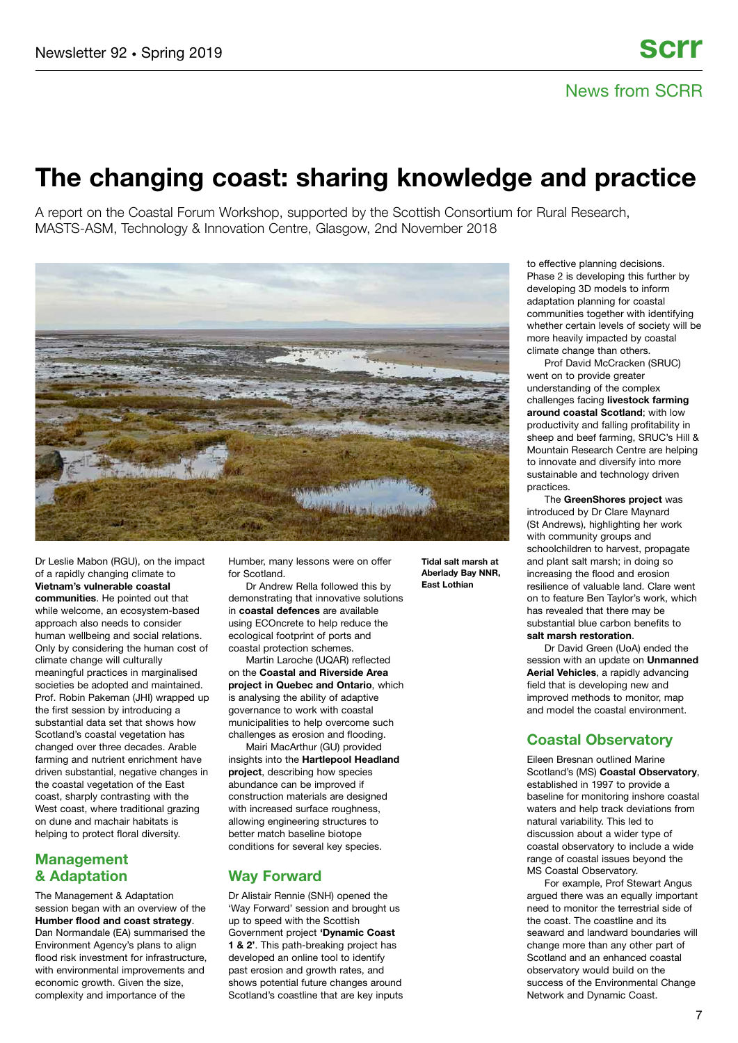# The changing coast: sharing knowledge and practice

A report on the Coastal Forum Workshop, supported by the Scottish Consortium for Rural Research, MASTS-ASM, Technology & Innovation Centre, Glasgow, 2nd November 2018

**Tidal salt marsh at Aberlady Bay NNR, East Lothian**

Dr Leslie Mabon (RGU), on the impact of a rapidly changing climate to **Vietnam's vulnerable coastal communities**. He pointed out that while welcome, an ecosystem-based approach also needs to consider human wellbeing and social relations. Only by considering the human cost of climate change will culturally meaningful practices in marginalised societies be adopted and maintained. Prof. Robin Pakeman (JHI) wrapped up the first session by introducing a substantial data set that shows how Scotland's coastal vegetation has changed over three decades. Arable farming and nutrient enrichment have driven substantial, negative changes in the coastal vegetation of the East coast, sharply contrasting with the West coast, where traditional grazing on dune and machair habitats is helping to protect floral diversity.

## Management & Adaptation

The Management & Adaptation session began with an overview of the **Humber flood and coast strategy**. Dan Normandale (EA) summarised the Environment Agency's plans to align flood risk investment for infrastructure, with environmental improvements and economic growth. Given the size, complexity and importance of the Humber, many lessons were on offer for Scotland.

Dr Andrew Rella followed this by demonstrating that innovative solutions in **coastal defences** are available using ECOncrete to help reduce the ecological footprint of ports and coastal protection schemes.

Martin Laroche (UQAR) reflected on the **Coastal and Riverside Area project in Quebec and Ontario**, which is analysing the ability of adaptive governance to work with coastal municipalities to help overcome such challenges as erosion and flooding.

Mairi MacArthur (GU) provided insights into the **Hartlepool Headland project**, describing how species abundance can be improved if construction materials are designed with increased surface roughness, allowing engineering structures to better match baseline biotope conditions for several key species.

## Way Forward

Dr Alistair Rennie (SNH) opened the 'Way Forward' session and brought us up to speed with the Scottish Government project **'Dynamic Coast 1 & 2'**. This path-breaking project has developed an online tool to identify past erosion and growth rates, and shows potential future changes around Scotland's coastline that are key inputs to effective planning decisions. Phase 2 is developing this further by developing 3D models to inform adaptation planning for coastal communities together with identifying whether certain levels of society will be more heavily impacted by coastal climate change than others.

Prof David McCracken (SRUC) went on to provide greater understanding of the complex challenges facing **livestock farming around coastal Scotland**; with low productivity and falling profitability in sheep and beef farming, SRUC's Hill & Mountain Research Centre are helping to innovate and diversify into more sustainable and technology driven practices.

The **GreenShores project** was introduced by Dr Clare Maynard (St Andrews), highlighting her work with community groups and schoolchildren to harvest, propagate and plant salt marsh; in doing so increasing the flood and erosion resilience of valuable land. Clare went on to feature Ben Taylor's work, which has revealed that there may be substantial blue carbon benefits to **salt marsh restoration**.

Dr David Green (UoA) ended the session with an update on **Unmanned Aerial Vehicles**, a rapidly advancing field that is developing new and improved methods to monitor, map and model the coastal environment.

## Coastal Observatory

Eileen Bresnan outlined Marine Scotland's (MS) **Coastal Observatory**, established in 1997 to provide a baseline for monitoring inshore coastal waters and help track deviations from natural variability. This led to discussion about a wider type of coastal observatory to include a wide range of coastal issues beyond the MS Coastal Observatory.

For example, Prof Stewart Angus argued there was an equally important need to monitor the terrestrial side of the coast. The coastline and its seaward and landward boundaries will change more than any other part of Scotland and an enhanced coastal observatory would build on the success of the Environmental Change Network and Dynamic Coast.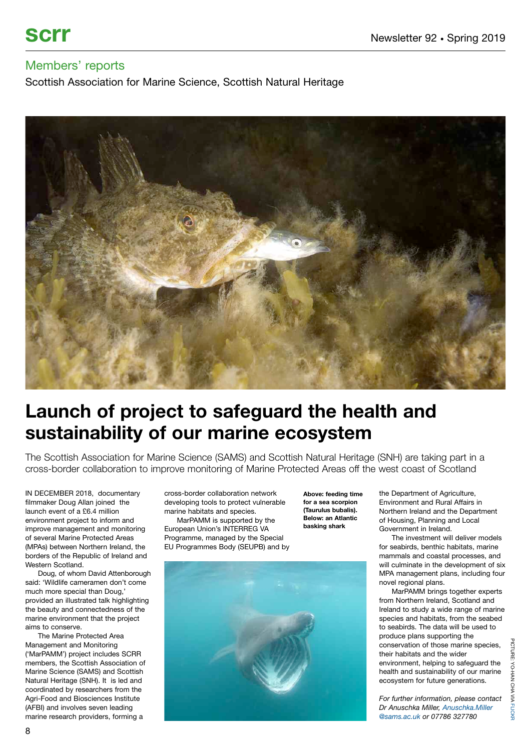## Members' reports

Scottish Association for Marine Science, Scottish Natural Heritage

# Launch of project to safeguard the health and sustainability of our marine ecosystem

The Scottish Association for Marine Science (SAMS) and Scottish Natural Heritage (SNH) are taking part in a cross-border collaboration to improve monitoring of Marine Protected Areas off the west coast of Scotland

IN DECEMBER 2018, documentary filmmaker Doug Allan joined the launch event of a £6.4 million environment project to inform and improve management and monitoring of several Marine Protected Areas (MPAs) between Northern Ireland, the borders of the Republic of Ireland and Western Scotland.

Doug, of whom David Attenborough said: 'Wildlife cameramen don't come much more special than Doug,' provided an illustrated talk highlighting the beauty and connectedness of the marine environment that the project aims to conserve.

The Marine Protected Area Management and Monitoring ('MarPAMM') project includes SCRR members, the Scottish Association of Marine Science (SAMS) and Scottish Natural Heritage (SNH). It is led and coordinated by researchers from the Agri-Food and Biosciences Institute (AFBI) and involves seven leading marine research providers, forming a cross-border collaboration network developing tools to protect vulnerable marine habitats and species.

MarPAMM is supported by the European Union's INTERREG VA Programme, managed by the Special EU Programmes Body (SEUPB) and by the Department of Agriculture, Environment and Rural Affairs in Northern Ireland and the Department of Housing, Planning and Local Government in Ireland.

The investment will deliver models for seabirds, benthic habitats, marine mammals and coastal processes, and will culminate in the development of six MPA management plans, including four novel regional plans.

MarPAMM brings together experts from Northern Ireland, Scotland and Ireland to study a wide range of marine species and habitats, from the seabed to seabirds. The data will be used to produce plans supporting the conservation of those marine species, their habitats and the wider environment, helping to safeguard the health and sustainability of our marine ecosystem for future generations.

*For further information, please contact Dr Anuschka Miller, Anuschka.Miller@sams.ac.uk or 07786 327780*

**Above: feeding time for a sea scorpion (Taurulus bubalis). Below: an Atlantic basking shark**

PICTURE: YO-HAN CHA VIA FLICKR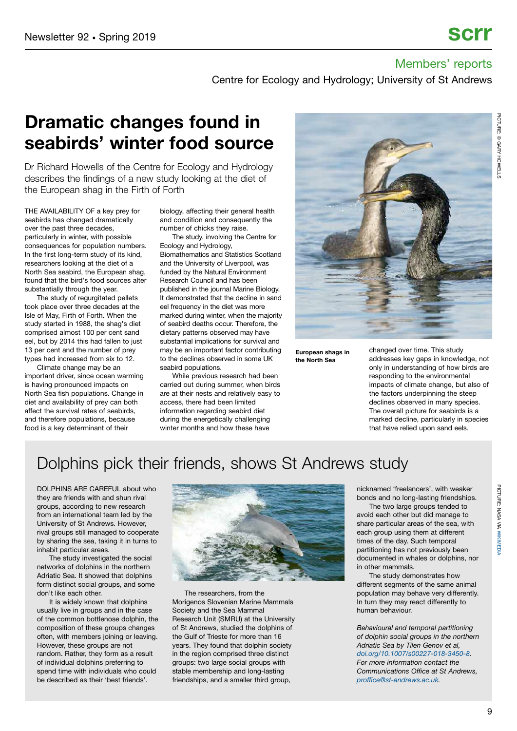Members' reports

Centre for Ecology and Hydrology; University of St Andrews

# Dramatic changes found in seabirds' winter food source

Dr Richard Howells of the Centre for Ecology and Hydrology describes the findings of a new study looking at the diet of the European shag in the Firth of Forth

THE AVAILABILITY OF a key prey for seabirds has changed dramatically over the past three decades, particularly in winter, with possible consequences for population numbers. In the first long-term study of its kind, researchers looking at the diet of a North Sea seabird, the European shag, found that the bird's food sources alter substantially through the year.

The study of regurgitated pellets took place over three decades at the Isle of May, Firth of Forth. When the study started in 1988, the shag's diet comprised almost 100 per cent sand eel, but by 2014 this had fallen to just 13 per cent and the number of prey types had increased from six to 12.

Climate change may be an important driver, since ocean warming is having pronounced impacts on North Sea fish populations. Change in diet and availability of prey can both affect the survival rates of seabirds, and therefore populations, because food is a key determinant of their biology, affecting their general health and condition and consequently the number of chicks they raise.

The study, involving the Centre for Ecology and Hydrology, Biomathematics and Statistics Scotland and the University of Liverpool, was funded by the Natural Environment Research Council and has been published in the journal Marine Biology. It demonstrated that the decline in sand eel frequency in the diet was more marked during winter, when the majority of seabird deaths occur. Therefore, the dietary patterns observed may have substantial implications for survival and may be an important factor contributing to the declines observed in some UK seabird populations.

While previous research had been carried out during summer, when birds are at their nests and relatively easy to access, there had been limited information regarding seabird diet during the energetically challenging winter months and how these have changed over time. This study addresses key gaps in knowledge, not only in understanding of how birds are responding to the environmental impacts of climate change, but also of the factors underpinning the steep declines observed in many species. The overall picture for seabirds is a marked decline, particularly in species that have relied upon sand eels.

**European shags in the North Sea**

PICTURE: © GARY HOWELLS

## Dolphins pick their friends, shows St Andrews study

DOLPHINS ARE CAREFUL about who they are friends with and shun rival groups, according to new research from an international team led by the University of St Andrews. However, rival groups still managed to cooperate by sharing the sea, taking it in turns to inhabit particular areas.

The study investigated the social networks of dolphins in the northern Adriatic Sea. It showed that dolphins form distinct social groups, and some don't like each other.

It is widely known that dolphins usually live in groups and in the case of the common bottlenose dolphin, the composition of these groups changes often, with members joining or leaving. However, these groups are not random. Rather, they form as a result of individual dolphins preferring to spend time with individuals who could be described as their 'best friends'.

The researchers, from the Morigenos Slovenian Marine Mammals Society and the Sea Mammal Research Unit (SMRU) at the University of St Andrews, studied the dolphins of the Gulf of Trieste for more than 16 years. They found that dolphin society in the region comprised three distinct groups: two large social groups with stable membership and long-lasting friendships, and a smaller third group, nicknamed 'freelancers', with weaker bonds and no long-lasting friendships.

The two large groups tended to avoid each other but did manage to share particular areas of the sea, with each group using them at different times of the day. Such temporal partitioning has not previously been documented in whales or dolphins, nor in other mammals.

The study demonstrates how different segments of the same animal population may behave very differently. In turn they may react differently to human behaviour.

*Behavioural and temporal partitioning of dolphin social groups in the northern Adriatic Sea by Tilen Genov et al, doi.org/10.1007/s00227-018-3450-8. For more information contact the Communications Office at St Andrews, proffice@st-andrews.ac.uk.*

PICTURE: NASA VIA WIKIMEDIA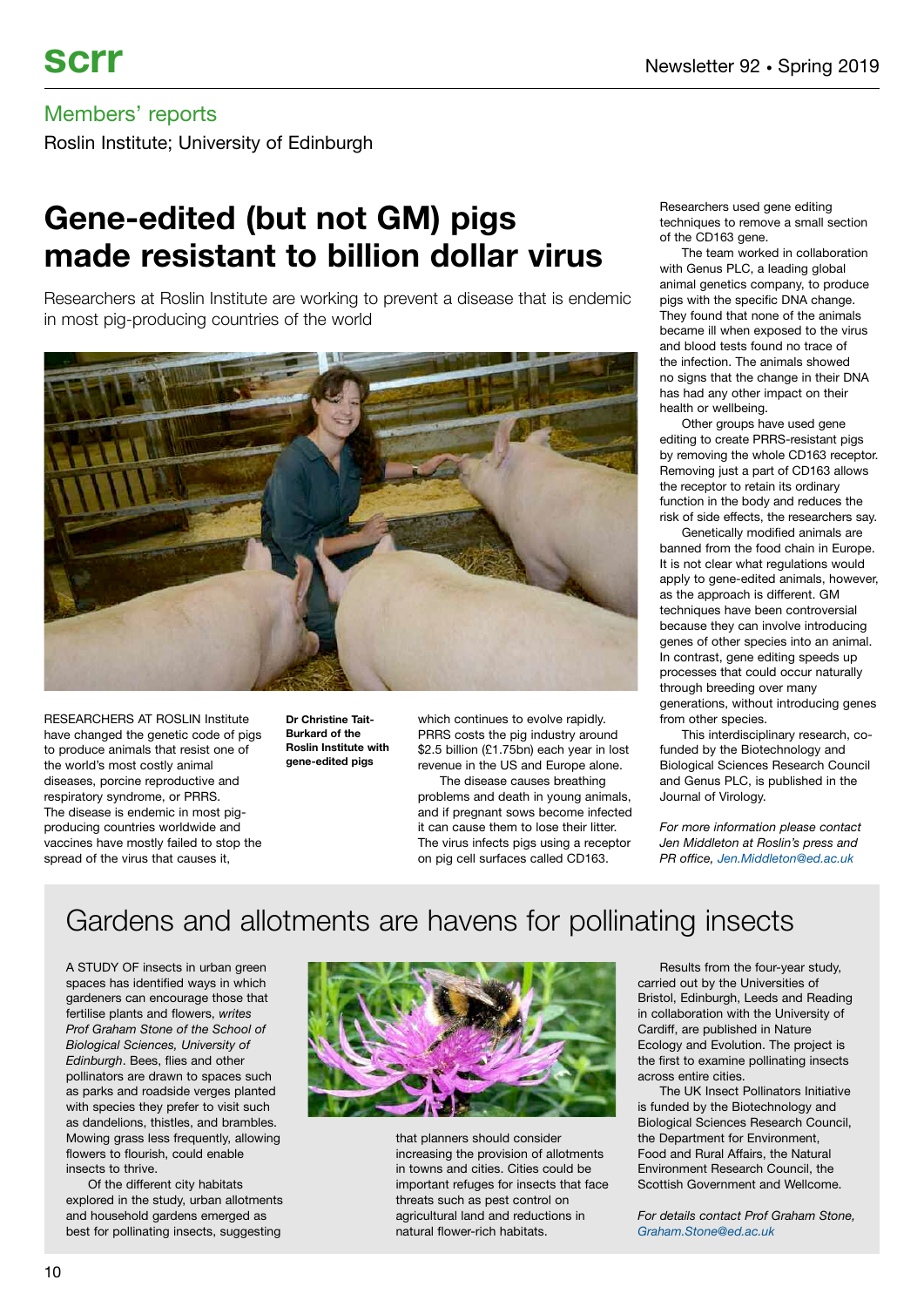## Members' reports

Roslin Institute; University of Edinburgh

# Gene-edited (but not GM) pigs made resistant to billion dollar virus

Researchers at Roslin Institute are working to prevent a disease that is endemic in most pig-producing countries of the world

**Dr Christine Tait-Burkard of the Roslin Institute with gene-edited pigs**

RESEARCHERS AT ROSLIN Institute have changed the genetic code of pigs to produce animals that resist one of the world's most costly animal diseases, porcine reproductive and respiratory syndrome, or PRRS. The disease is endemic in most pig-producing countries worldwide and vaccines have mostly failed to stop the spread of the virus that causes it, which continues to evolve rapidly. PRRS costs the pig industry around $2.5 billion (£1.75bn) each year in lost revenue in the US and Europe alone.

The disease causes breathing problems and death in young animals, and if pregnant sows become infected it can cause them to lose their litter. The virus infects pigs using a receptor on pig cell surfaces called CD163.

Researchers used gene editing techniques to remove a small section of the CD163 gene.

The team worked in collaboration with Genus PLC, a leading global animal genetics company, to produce pigs with the specific DNA change. They found that none of the animals became ill when exposed to the virus and blood tests found no trace of the infection. The animals showed no signs that the change in their DNA has had any other impact on their health or wellbeing.

Other groups have used gene editing to create PRRS-resistant pigs by removing the whole CD163 receptor. Removing just a part of CD163 allows the receptor to retain its ordinary function in the body and reduces the risk of side effects, the researchers say.

Genetically modified animals are banned from the food chain in Europe. It is not clear what regulations would apply to gene-edited animals, however, as the approach is different. GM techniques have been controversial because they can involve introducing genes of other species into an animal. In contrast, gene editing speeds up processes that could occur naturally through breeding over many generations, without introducing genes from other species.

This interdisciplinary research, co-funded by the Biotechnology and Biological Sciences Research Council and Genus PLC, is published in the Journal of Virology.

*For more information please contact Jen Middleton at Roslin's press and PR office, Jen.Middleton@ed.ac.uk*

# Gardens and allotments are havens for pollinating insects

A STUDY OF insects in urban green spaces has identified ways in which gardeners can encourage those that fertilise plants and flowers, *writes Prof Graham Stone of the School of Biological Sciences, University of Edinburgh*. Bees, flies and other pollinators are drawn to spaces such as parks and roadside verges planted with species they prefer to visit such as dandelions, thistles, and brambles. Mowing grass less frequently, allowing flowers to flourish, could enable insects to thrive.

Of the different city habitats explored in the study, urban allotments and household gardens emerged as best for pollinating insects, suggesting that planners should consider increasing the provision of allotments in towns and cities. Cities could be important refuges for insects that face threats such as pest control on agricultural land and reductions in natural flower-rich habitats.

Results from the four-year study, carried out by the Universities of Bristol, Edinburgh, Leeds and Reading in collaboration with the University of Cardiff, are published in Nature Ecology and Evolution. The project is the first to examine pollinating insects across entire cities.

The UK Insect Pollinators Initiative is funded by the Biotechnology and Biological Sciences Research Council, the Department for Environment, Food and Rural Affairs, the Natural Environment Research Council, the Scottish Government and Wellcome.

*For details contact Prof Graham Stone, Graham.Stone@ed.ac.uk*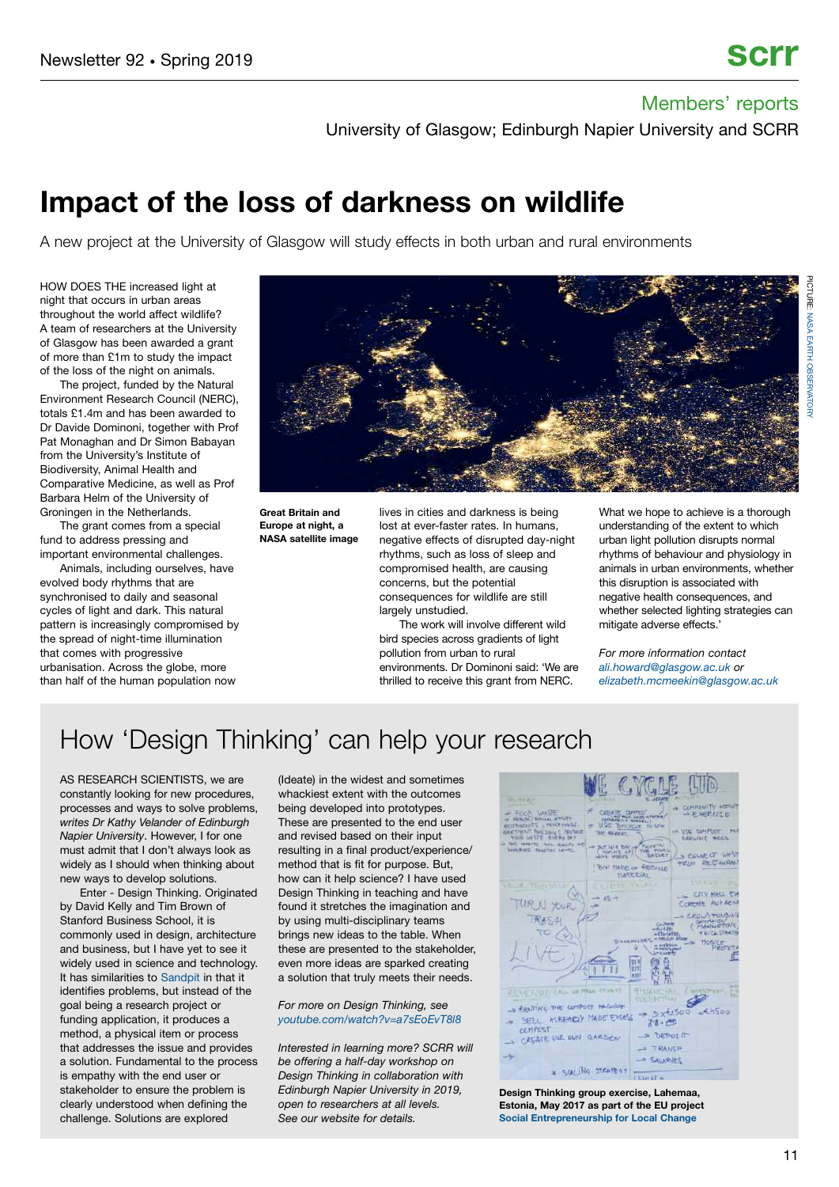## Members' reports

University of Glasgow; Edinburgh Napier University and SCRR

# Impact of the loss of darkness on wildlife

A new project at the University of Glasgow will study effects in both urban and rural environments

HOW DOES THE increased light at night that occurs in urban areas throughout the world affect wildlife? A team of researchers at the University of Glasgow has been awarded a grant of more than £1m to study the impact of the loss of the night on animals.

The project, funded by the Natural Environment Research Council (NERC), totals £1.4m and has been awarded to Dr Davide Dominoni, together with Prof Pat Monaghan and Dr Simon Babayan from the University's Institute of Biodiversity, Animal Health and Comparative Medicine, as well as Prof Barbara Helm of the University of Groningen in the Netherlands.

The grant comes from a special fund to address pressing and important environmental challenges.

Animals, including ourselves, have evolved body rhythms that are synchronised to daily and seasonal cycles of light and dark. This natural pattern is increasingly compromised by the spread of night-time illumination that comes with progressive urbanisation. Across the globe, more than half of the human population now lives in cities and darkness is being lost at ever-faster rates. In humans, negative effects of disrupted day-night rhythms, such as loss of sleep and compromised health, are causing concerns, but the potential consequences for wildlife are still largely unstudied.

**Great Britain and Europe at night, a NASA satellite image**

PICTURE: NASA EARTH OBSERVATORY

The work will involve different wild bird species across gradients of light pollution from urban to rural environments. Dr Dominoni said: 'We are thrilled to receive this grant from NERC. What we hope to achieve is a thorough understanding of the extent to which urban light pollution disrupts normal rhythms of behaviour and physiology in animals in urban environments, whether this disruption is associated with negative health consequences, and whether selected lighting strategies can mitigate adverse effects.'

*For more information contact ali.howard@glasgow.ac.uk or elizabeth.mcmeekin@glasgow.ac.uk*

# How 'Design Thinking' can help your research

AS RESEARCH SCIENTISTS, we are constantly looking for new procedures, processes and ways to solve problems, *writes Dr Kathy Velander of Edinburgh Napier University*. However, I for one must admit that I don't always look as widely as I should when thinking about new ways to develop solutions.

Enter - Design Thinking. Originated by David Kelly and Tim Brown of Stanford Business School, it is commonly used in design, architecture and business, but I have yet to see it widely used in science and technology. It has similarities to Sandpit in that it identifies problems, but instead of the goal being a research project or funding application, it produces a method, a physical item or process that addresses the issue and provides a solution. Fundamental to the process is empathy with the end user or stakeholder to ensure the problem is clearly understood when defining the challenge. Solutions are explored (Ideate) in the widest and sometimes whackiest extent with the outcomes being developed into prototypes. These are presented to the end user and revised based on their input resulting in a final product/experience/method that is fit for purpose. But, how can it help science? I have used Design Thinking in teaching and have found it stretches the imagination and by using multi-disciplinary teams brings new ideas to the table. When these are presented to the stakeholder, even more ideas are sparked creating a solution that truly meets their needs.

*For more on Design Thinking, see youtube.com/watch?v=a7sEoEvT8I8*

*Interested in learning more? SCRR will be offering a half-day workshop on Design Thinking in collaboration with Edinburgh Napier University in 2019, open to researchers at all levels. See our website for details.*

**Design Thinking group exercise, Lahemaa, Estonia, May 2017 as part of the EU project Social Entrepreneurship for Local Change**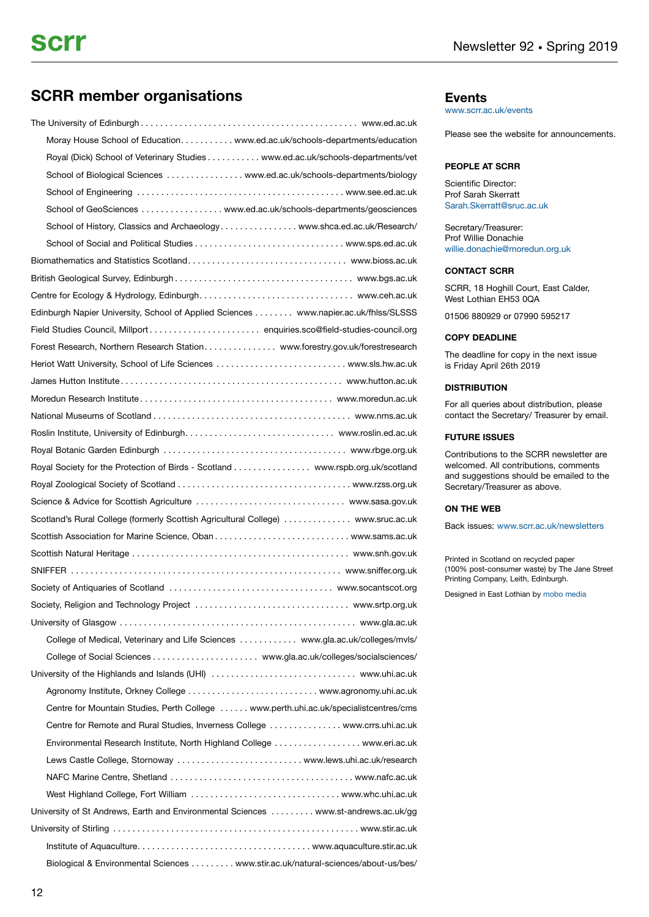## SCRR member organisations

| | |
|---|---|
| The University of Edinburgh | www.ed.ac.uk |
| Moray House School of Education | www.ed.ac.uk/schools-departments/education |
| Royal (Dick) School of Veterinary Studies | www.ed.ac.uk/schools-departments/vet |
| School of Biological Sciences | www.ed.ac.uk/schools-departments/biology |
| School of Engineering | www.see.ed.ac.uk |
| School of GeoSciences | www.ed.ac.uk/schools-departments/geosciences |
| School of History, Classics and Archaeology | www.shca.ed.ac.uk/Research/ |
| School of Social and Political Studies | www.sps.ed.ac.uk |
| Biomathematics and Statistics Scotland | www.bioss.ac.uk |
| British Geological Survey, Edinburgh | www.bgs.ac.uk |
| Centre for Ecology & Hydrology, Edinburgh | www.ceh.ac.uk |
| Edinburgh Napier University, School of Applied Sciences | www.napier.ac.uk/fhlss/SLSSS |
| Field Studies Council, Millport | enquiries.sco@field-studies-council.org |
| Forest Research, Northern Research Station | www.forestry.gov.uk/forestresearch |
| Heriot Watt University, School of Life Sciences | www.sls.hw.ac.uk |
| James Hutton Institute | www.hutton.ac.uk |
| Moredun Research Institute | www.moredun.ac.uk |
| National Museums of Scotland | www.nms.ac.uk |
| Roslin Institute, University of Edinburgh | www.roslin.ed.ac.uk |
| Royal Botanic Garden Edinburgh | www.rbge.org.uk |
| Royal Society for the Protection of Birds - Scotland | www.rspb.org.uk/scotland |
| Royal Zoological Society of Scotland | www.rzss.org.uk |
| Science & Advice for Scottish Agriculture | www.sasa.gov.uk |
| Scotland's Rural College (formerly Scottish Agricultural College) | www.sruc.ac.uk |
| Scottish Association for Marine Science, Oban | www.sams.ac.uk |
| Scottish Natural Heritage | www.snh.gov.uk |
| SNIFFER | www.sniffer.org.uk |
| Society of Antiquaries of Scotland | www.socantscot.org |
| Society, Religion and Technology Project | www.srtp.org.uk |
| University of Glasgow | www.gla.ac.uk |
| College of Medical, Veterinary and Life Sciences | www.gla.ac.uk/colleges/mvls/ |
| College of Social Sciences | www.gla.ac.uk/colleges/socialsciences/ |
| University of the Highlands and Islands (UHI) | www.uhi.ac.uk |
| Agronomy Institute, Orkney College | www.agronomy.uhi.ac.uk |
| Centre for Mountain Studies, Perth College | www.perth.uhi.ac.uk/specialistcentres/cms |
| Centre for Remote and Rural Studies, Inverness College | www.crrs.uhi.ac.uk |
| Environmental Research Institute, North Highland College | www.eri.ac.uk |
| Lews Castle College, Stornoway | www.lews.uhi.ac.uk/research |
| NAFC Marine Centre, Shetland | www.nafc.ac.uk |
| West Highland College, Fort William | www.whc.uhi.ac.uk |
| University of St Andrews, Earth and Environmental Sciences | www.st-andrews.ac.uk/gg |
| University of Stirling | www.stir.ac.uk |
| Institute of Aquaculture | www.aquaculture.stir.ac.uk |
| Biological & Environmental Sciences | www.stir.ac.uk/natural-sciences/about-us/bes/ |

## Events

www.scrr.ac.uk/events

Please see the website for announcements.

### PEOPLE AT SCRR

Scientific Director:
Prof Sarah Skerratt
Sarah.Skerratt@sruc.ac.uk

Secretary/Treasurer:
Prof Willie Donachie
willie.donachie@moredun.org.uk

### CONTACT SCRR

SCRR, 18 Hoghill Court, East Calder, West Lothian EH53 0QA

01506 880929 or 07990 595217

### COPY DEADLINE

The deadline for copy in the next issue is Friday April 26th 2019

### DISTRIBUTION

For all queries about distribution, please contact the Secretary/ Treasurer by email.

### FUTURE ISSUES

Contributions to the SCRR newsletter are welcomed. All contributions, comments and suggestions should be emailed to the Secretary/Treasurer as above.

### ON THE WEB

Back issues: www.scrr.ac.uk/newsletters

Printed in Scotland on recycled paper (100% post-consumer waste) by The Jane Street Printing Company, Leith, Edinburgh.

Designed in East Lothian by mobo media